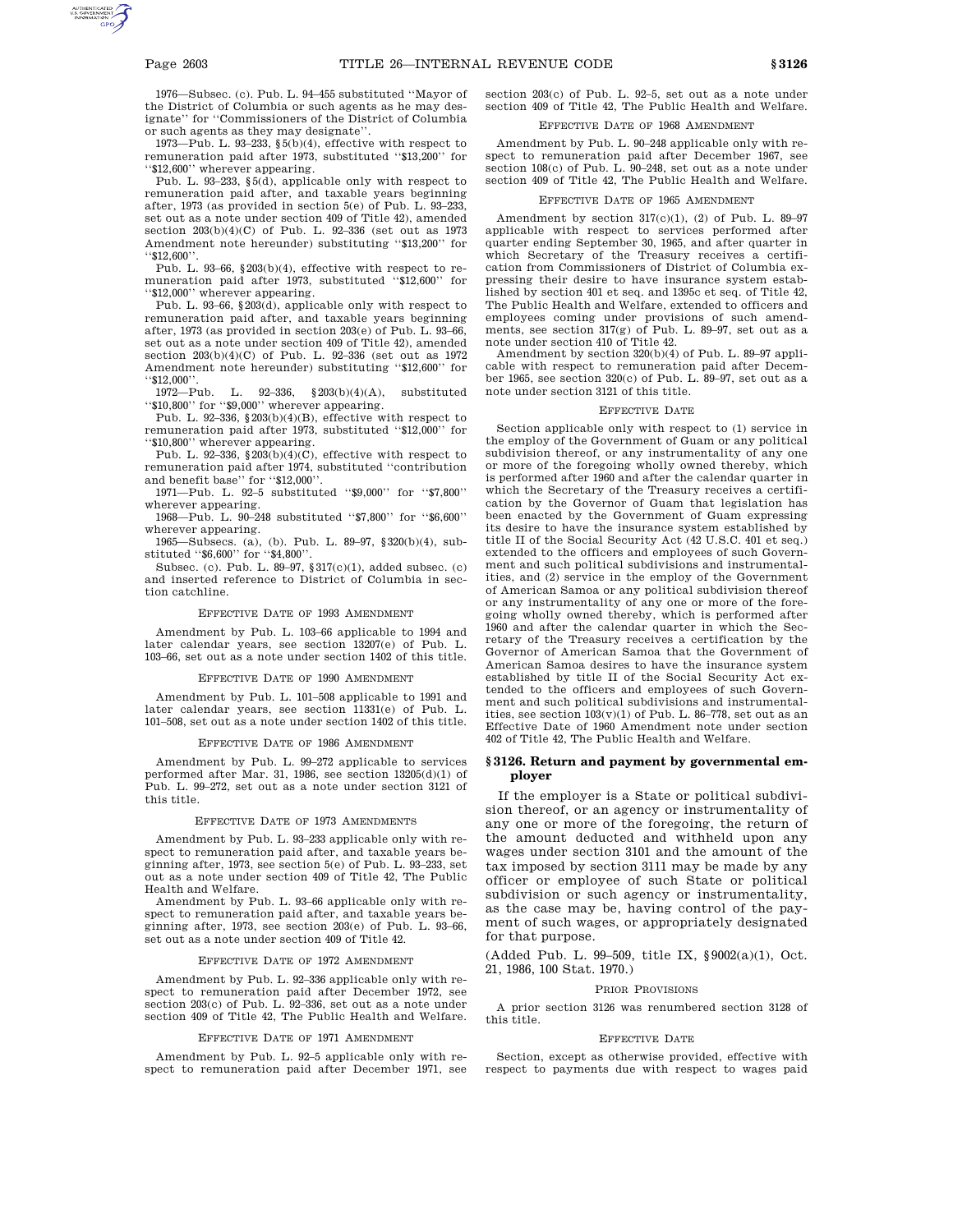1976—Subsec. (c). Pub. L. 94–455 substituted ''Mayor of the District of Columbia or such agents as he may designate'' for ''Commissioners of the District of Columbia or such agents as they may designate''.

1973—Pub. L. 93–233, §5(b)(4), effective with respect to remuneration paid after 1973, substituted ''$13,200'' for ''$12,600'' wherever appearing.

Pub. L. 93–233, §5(d), applicable only with respect to remuneration paid after, and taxable years beginning after, 1973 (as provided in section 5(e) of Pub. L. 93–233, set out as a note under section 409 of Title 42), amended section 203(b)(4)(C) of Pub. L. 92–336 (set out as 1973 Amendment note hereunder) substituting ''$13,200'' for ''$12,600''.

Pub. L. 93–66, §203(b)(4), effective with respect to remuneration paid after 1973, substituted ''$12,600'' for ''$12,000'' wherever appearing.

Pub. L. 93–66, §203(d), applicable only with respect to remuneration paid after, and taxable years beginning after, 1973 (as provided in section 203(e) of Pub. L. 93–66, set out as a note under section 409 of Title 42), amended section 203(b)(4)(C) of Pub. L. 92–336 (set out as 1972 Amendment note hereunder) substituting ''$12,600'' for ''$12,000''.

1972—Pub. L. 92–336, §203(b)(4)(A), substituted ''$10,800'' for ''$9,000'' wherever appearing.

Pub. L. 92–336, §203(b)(4)(B), effective with respect to remuneration paid after 1973, substituted ''$12,000'' for ''$10,800'' wherever appearing.

Pub. L. 92–336, §203(b)(4)(C), effective with respect to remuneration paid after 1974, substituted ''contribution and benefit base'' for ''$12,000''.

1971—Pub. L. 92–5 substituted ''$9,000'' for ''$7,800'' wherever appearing.

1968—Pub. L. 90–248 substituted ''$7,800'' for ''$6,600'' wherever appearing.

1965—Subsecs. (a), (b). Pub. L. 89–97, §320(b)(4), substituted ''$6,600'' for ''$4,800''.

Subsec. (c). Pub. L. 89–97, §317(c)(1), added subsec. (c) and inserted reference to District of Columbia in section catchline.

EFFECTIVE DATE OF 1993 AMENDMENT

Amendment by Pub. L. 103–66 applicable to 1994 and later calendar years, see section 13207(e) of Pub. L. 103–66, set out as a note under section 1402 of this title.

EFFECTIVE DATE OF 1990 AMENDMENT

Amendment by Pub. L. 101–508 applicable to 1991 and later calendar years, see section 11331(e) of Pub. L. 101–508, set out as a note under section 1402 of this title.

EFFECTIVE DATE OF 1986 AMENDMENT

Amendment by Pub. L. 99–272 applicable to services performed after Mar. 31, 1986, see section 13205(d)(1) of Pub. L. 99–272, set out as a note under section 3121 of this title.

EFFECTIVE DATE OF 1973 AMENDMENTS

Amendment by Pub. L. 93–233 applicable only with respect to remuneration paid after, and taxable years beginning after, 1973, see section 5(e) of Pub. L. 93–233, set out as a note under section 409 of Title 42, The Public Health and Welfare.

Amendment by Pub. L. 93–66 applicable only with respect to remuneration paid after, and taxable years beginning after, 1973, see section 203(e) of Pub. L. 93–66, set out as a note under section 409 of Title 42.

EFFECTIVE DATE OF 1972 AMENDMENT

Amendment by Pub. L. 92–336 applicable only with respect to remuneration paid after December 1972, see section 203(c) of Pub. L. 92–336, set out as a note under section 409 of Title 42, The Public Health and Welfare.

EFFECTIVE DATE OF 1971 AMENDMENT

Amendment by Pub. L. 92–5 applicable only with respect to remuneration paid after December 1971, see section 203(c) of Pub. L. 92–5, set out as a note under section 409 of Title 42, The Public Health and Welfare.

EFFECTIVE DATE OF 1968 AMENDMENT

Amendment by Pub. L. 90–248 applicable only with respect to remuneration paid after December 1967, see section 108(c) of Pub. L. 90–248, set out as a note under section 409 of Title 42, The Public Health and Welfare.

EFFECTIVE DATE OF 1965 AMENDMENT

Amendment by section 317(c)(1), (2) of Pub. L. 89–97 applicable with respect to services performed after quarter ending September 30, 1965, and after quarter in which Secretary of the Treasury receives a certification from Commissioners of District of Columbia expressing their desire to have insurance system established by section 401 et seq. and 1395c et seq. of Title 42, The Public Health and Welfare, extended to officers and employees coming under provisions of such amendments, see section 317(g) of Pub. L. 89–97, set out as a note under section 410 of Title 42.

Amendment by section 320(b)(4) of Pub. L. 89–97 applicable with respect to remuneration paid after December 1965, see section 320(c) of Pub. L. 89–97, set out as a note under section 3121 of this title.

EFFECTIVE DATE

Section applicable only with respect to (1) service in the employ of the Government of Guam or any political subdivision thereof, or any instrumentality of any one or more of the foregoing wholly owned thereby, which is performed after 1960 and after the calendar quarter in which the Secretary of the Treasury receives a certification by the Governor of Guam that legislation has been enacted by the Government of Guam expressing its desire to have the insurance system established by title II of the Social Security Act (42 U.S.C. 401 et seq.) extended to the officers and employees of such Government and such political subdivisions and instrumentalities, and (2) service in the employ of the Government of American Samoa or any political subdivision thereof or any instrumentality of any one or more of the foregoing wholly owned thereby, which is performed after 1960 and after the calendar quarter in which the Secretary of the Treasury receives a certification by the Governor of American Samoa that the Government of American Samoa desires to have the insurance system established by title II of the Social Security Act extended to the officers and employees of such Government and such political subdivisions and instrumentalities, see section 103(v)(1) of Pub. L. 86–778, set out as an Effective Date of 1960 Amendment note under section 402 of Title 42, The Public Health and Welfare.

## §3126. Return and payment by governmental employer

If the employer is a State or political subdivision thereof, or an agency or instrumentality of any one or more of the foregoing, the return of the amount deducted and withheld upon any wages under section 3101 and the amount of the tax imposed by section 3111 may be made by any officer or employee of such State or political subdivision or such agency or instrumentality, as the case may be, having control of the payment of such wages, or appropriately designated for that purpose.

(Added Pub. L. 99–509, title IX, §9002(a)(1), Oct. 21, 1986, 100 Stat. 1970.)

PRIOR PROVISIONS

A prior section 3126 was renumbered section 3128 of this title.

EFFECTIVE DATE

Section, except as otherwise provided, effective with respect to payments due with respect to wages paid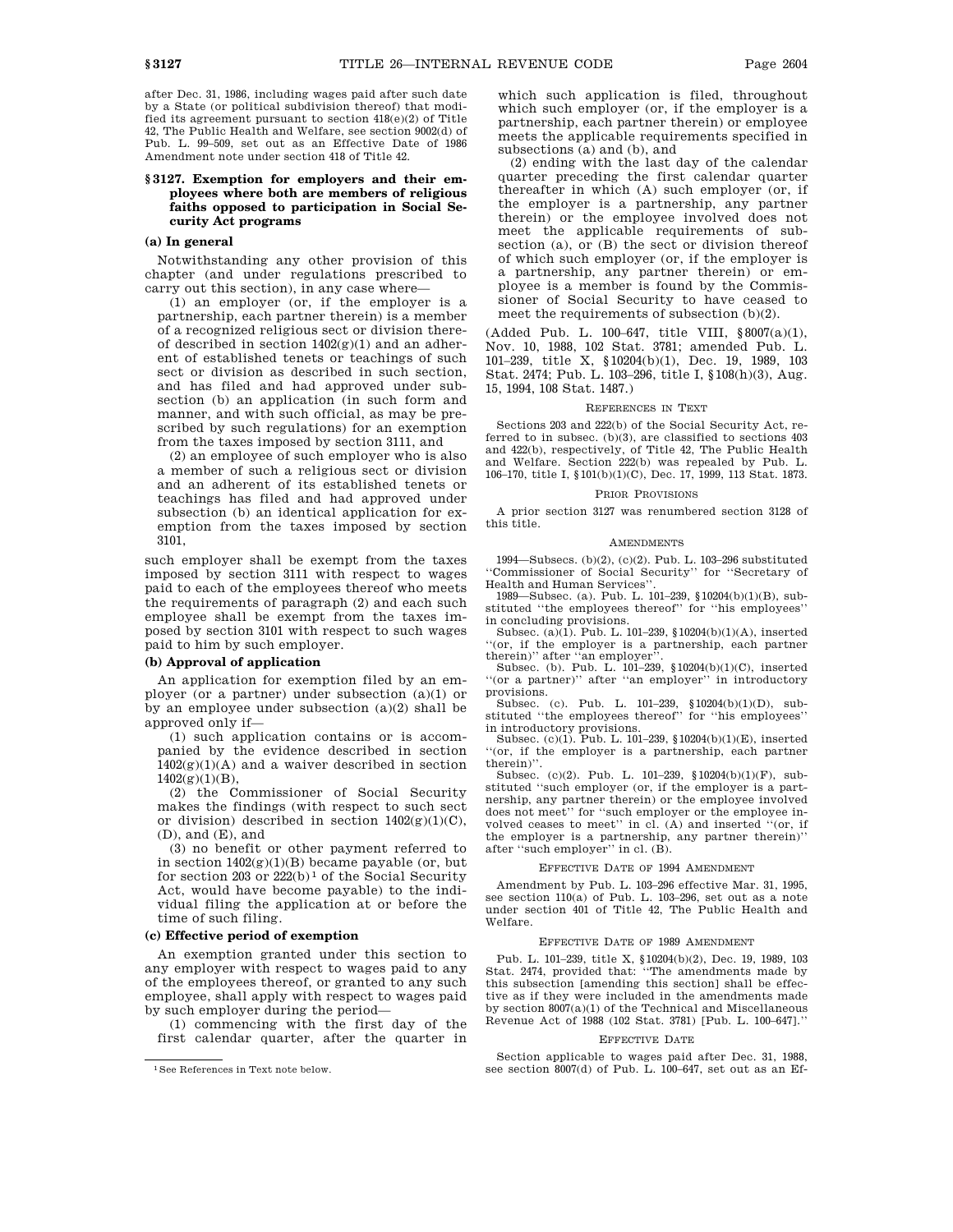after Dec. 31, 1986, including wages paid after such date by a State (or political subdivision thereof) that modified its agreement pursuant to section 418(e)(2) of Title 42, The Public Health and Welfare, see section 9002(d) of Pub. L. 99–509, set out as an Effective Date of 1986 Amendment note under section 418 of Title 42.

### § 3127. Exemption for employers and their employees where both are members of religious faiths opposed to participation in Social Security Act programs

#### (a) In general

Notwithstanding any other provision of this chapter (and under regulations prescribed to carry out this section), in any case where—

(1) an employer (or, if the employer is a partnership, each partner therein) is a member of a recognized religious sect or division thereof described in section 1402(g)(1) and an adherent of established tenets or teachings of such sect or division as described in such section, and has filed and had approved under subsection (b) an application (in such form and manner, and with such official, as may be prescribed by such regulations) for an exemption from the taxes imposed by section 3111, and

(2) an employee of such employer who is also a member of such a religious sect or division and an adherent of its established tenets or teachings has filed and had approved under subsection (b) an identical application for exemption from the taxes imposed by section 3101,

such employer shall be exempt from the taxes imposed by section 3111 with respect to wages paid to each of the employees thereof who meets the requirements of paragraph (2) and each such employee shall be exempt from the taxes imposed by section 3101 with respect to such wages paid to him by such employer.

#### (b) Approval of application

An application for exemption filed by an employer (or a partner) under subsection (a)(1) or by an employee under subsection (a)(2) shall be approved only if—

(1) such application contains or is accompanied by the evidence described in section 1402(g)(1)(A) and a waiver described in section 1402(g)(1)(B),

(2) the Commissioner of Social Security makes the findings (with respect to such sect or division) described in section 1402(g)(1)(C), (D), and (E), and

(3) no benefit or other payment referred to in section 1402(g)(1)(B) became payable (or, but for section 203 or 222(b)[1] of the Social Security Act, would have become payable) to the individual filing the application at or before the time of such filing.

#### (c) Effective period of exemption

An exemption granted under this section to any employer with respect to wages paid to any of the employees thereof, or granted to any such employee, shall apply with respect to wages paid by such employer during the period—

(1) commencing with the first day of the first calendar quarter, after the quarter in which such application is filed, throughout which such employer (or, if the employer is a partnership, each partner therein) or employee meets the applicable requirements specified in subsections (a) and (b), and

(2) ending with the last day of the calendar quarter preceding the first calendar quarter thereafter in which (A) such employer (or, if the employer is a partnership, any partner therein) or the employee involved does not meet the applicable requirements of subsection (a), or (B) the sect or division thereof of which such employer (or, if the employer is a partnership, any partner therein) or employee is a member is found by the Commissioner of Social Security to have ceased to meet the requirements of subsection (b)(2).

(Added Pub. L. 100–647, title VIII, §8007(a)(1), Nov. 10, 1988, 102 Stat. 3781; amended Pub. L. 101–239, title X, §10204(b)(1), Dec. 19, 1989, 103 Stat. 2474; Pub. L. 103–296, title I, §108(h)(3), Aug. 15, 1994, 108 Stat. 1487.)

[1] See References in Text note below.

##### References in Text

Sections 203 and 222(b) of the Social Security Act, referred to in subsec. (b)(3), are classified to sections 403 and 422(b), respectively, of Title 42, The Public Health and Welfare. Section 222(b) was repealed by Pub. L. 106–170, title I, §101(b)(1)(C), Dec. 17, 1999, 113 Stat. 1873.

##### Prior Provisions

A prior section 3127 was renumbered section 3128 of this title.

##### Amendments

1994—Subsecs. (b)(2), (c)(2). Pub. L. 103–296 substituted "Commissioner of Social Security" for "Secretary of Health and Human Services".

1989—Subsec. (a). Pub. L. 101–239, §10204(b)(1)(B), substituted "the employees thereof" for "his employees" in concluding provisions.

Subsec. (a)(1). Pub. L. 101–239, §10204(b)(1)(A), inserted "(or, if the employer is a partnership, each partner therein)" after "an employer".

Subsec. (b). Pub. L. 101–239, §10204(b)(1)(C), inserted "(or a partner)" after "an employer" in introductory provisions.

Subsec. (c). Pub. L. 101–239, §10204(b)(1)(D), substituted "the employees thereof" for "his employees" in introductory provisions.

Subsec. (c)(1). Pub. L. 101–239, §10204(b)(1)(E), inserted "(or, if the employer is a partnership, each partner therein)".

Subsec. (c)(2). Pub. L. 101–239, §10204(b)(1)(F), substituted "such employer (or, if the employer is a partnership, any partner therein) or the employee involved does not meet" for "such employer or the employee involved ceases to meet" in cl. (A) and inserted "(or, if the employer is a partnership, any partner therein)" after "such employer" in cl. (B).

##### Effective Date of 1994 Amendment

Amendment by Pub. L. 103–296 effective Mar. 31, 1995, see section 110(a) of Pub. L. 103–296, set out as a note under section 401 of Title 42, The Public Health and Welfare.

##### Effective Date of 1989 Amendment

Pub. L. 101–239, title X, §10204(b)(2), Dec. 19, 1989, 103 Stat. 2474, provided that: "The amendments made by this subsection [amending this section] shall be effective as if they were included in the amendments made by section 8007(a)(1) of the Technical and Miscellaneous Revenue Act of 1988 (102 Stat. 3781) [Pub. L. 100–647]."

##### Effective Date

Section applicable to wages paid after Dec. 31, 1988, see section 8007(d) of Pub. L. 100–647, set out as an Ef-